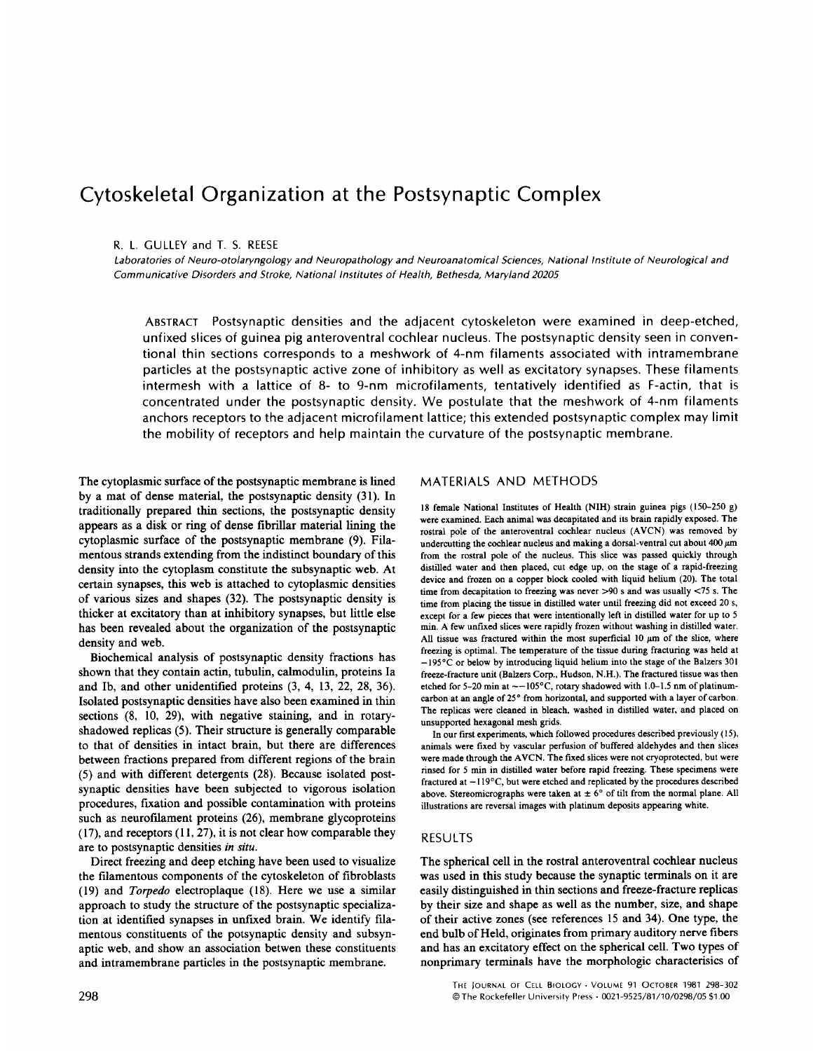# Cytoskeletal Organization at the Postsynaptic Complex

R. L. GULLEY and T. S. REESE

*Laboratories of Neuro-otolaryngology and Neuropathology and Neuroanatomical Sciences, National Institute of Neurological and Communicative Disorders and Stroke, National Institutes of Health, Bethesda, Maryland 20205*

ABSTRACT Postsynaptic densities and the adjacent cytoskeleton were examined in deep-etched, unfixed slices of guinea pig anteroventral cochlear nucleus. The postsynaptic density seen in conventional thin sections corresponds to a meshwork of 4-nm filaments associated with intramembrane particles at the postsynaptic active zone of inhibitory as well as excitatory synapses. These filaments intermesh with a lattice of 8- to 9-nm microfilaments, tentatively identified as F-actin, that is concentrated under the postsynaptic density. We postulate that the meshwork of 4-nm filaments anchors receptors to the adjacent microfilament lattice; this extended postsynaptic complex may limit the mobility of receptors and help maintain the curvature of the postsynaptic membrane.

The cytoplasmic surface of the postsynaptic membrane is lined by a mat of dense material, the postsynaptic density (31). In traditionally prepared thin sections, the postsynaptic density appears as a disk or ring of dense fibrillar material lining the cytoplasmic surface of the postsynaptic membrane (9). Filamentous strands extending from the indistinct boundary of this density into the cytoplasm constitute the subsynaptic web. At certain synapses, this web is attached to cytoplasmic densities of various sizes and shapes (32). The postsynaptic density is thicker at excitatory than at inhibitory synapses, but little else has been revealed about the organization of the postsynaptic density and web.

Biochemical analysis of postsynaptic density fractions has shown that they contain actin, tubulin, calmodulin, proteins Ia and Ib, and other unidentified proteins (3, 4, 13, 22, 28, 36). Isolated postsynaptic densities have also been examined in thin sections (8, 10, 29), with negative staining, and in rotary-shadowed replicas (5). Their structure is generally comparable to that of densities in intact brain, but there are differences between fractions prepared from different regions of the brain (5) and with different detergents (28). Because isolated postsynaptic densities have been subjected to vigorous isolation procedures, fixation and possible contamination with proteins such as neurofilament proteins (26), membrane glycoproteins (17), and receptors (11, 27), it is not clear how comparable they are to postsynaptic densities *in situ*.

Direct freezing and deep etching have been used to visualize the filamentous components of the cytoskeleton of fibroblasts (19) and *Torpedo* electroplaque (18). Here we use a similar approach to study the structure of the postsynaptic specialization at identified synapses in unfixed brain. We identify filamentous constituents of the potsynaptic density and subsynaptic web, and show an association betwen these constituents and intramembrane particles in the postsynaptic membrane.

## MATERIALS AND METHODS

18 female National Institutes of Health (NIH) strain guinea pigs (150–250 g) were examined. Each animal was decapitated and its brain rapidly exposed. The rostral pole of the anteroventral cochlear nucleus (AVCN) was removed by undercutting the cochlear nucleus and making a dorsal-ventral cut about 400 μm from the rostral pole of the nucleus. This slice was passed quickly through distilled water and then placed, cut edge up, on the stage of a rapid-freezing device and frozen on a copper block cooled with liquid helium (20). The total time from decapitation to freezing was never >90 s and was usually <75 s. The time from placing the tissue in distilled water until freezing did not exceed 20 s, except for a few pieces that were intentionally left in distilled water for up to 5 min. A few unfixed slices were rapidly frozen without washing in distilled water. All tissue was fractured within the most superficial 10 μm of the slice, where freezing is optimal. The temperature of the tissue during fracturing was held at −195°C or below by introducing liquid helium into the stage of the Balzers 301 freeze-fracture unit (Balzers Corp., Hudson, N.H.). The fractured tissue was then etched for 5–20 min at ~−105°C, rotary shadowed with 1.0–1.5 nm of platinum-carbon at an angle of 25° from horizontal, and supported with a layer of carbon. The replicas were cleaned in bleach, washed in distilled water, and placed on unsupported hexagonal mesh grids.

In our first experiments, which followed procedures described previously (15), animals were fixed by vascular perfusion of buffered aldehydes and then slices were made through the AVCN. The fixed slices were not cryoprotected, but were rinsed for 5 min in distilled water before rapid freezing. These specimens were fractured at −119°C, but were etched and replicated by the procedures described above. Stereomicrographs were taken at ± 6° of tilt from the normal plane. All illustrations are reversal images with platinum deposits appearing white.

## RESULTS

The spherical cell in the rostral anteroventral cochlear nucleus was used in this study because the synaptic terminals on it are easily distinguished in thin sections and freeze-fracture replicas by their size and shape as well as the number, size, and shape of their active zones (see references 15 and 34). One type, the end bulb of Held, originates from primary auditory nerve fibers and has an excitatory effect on the spherical cell. Two types of nonprimary terminals have the morphologic characterisics of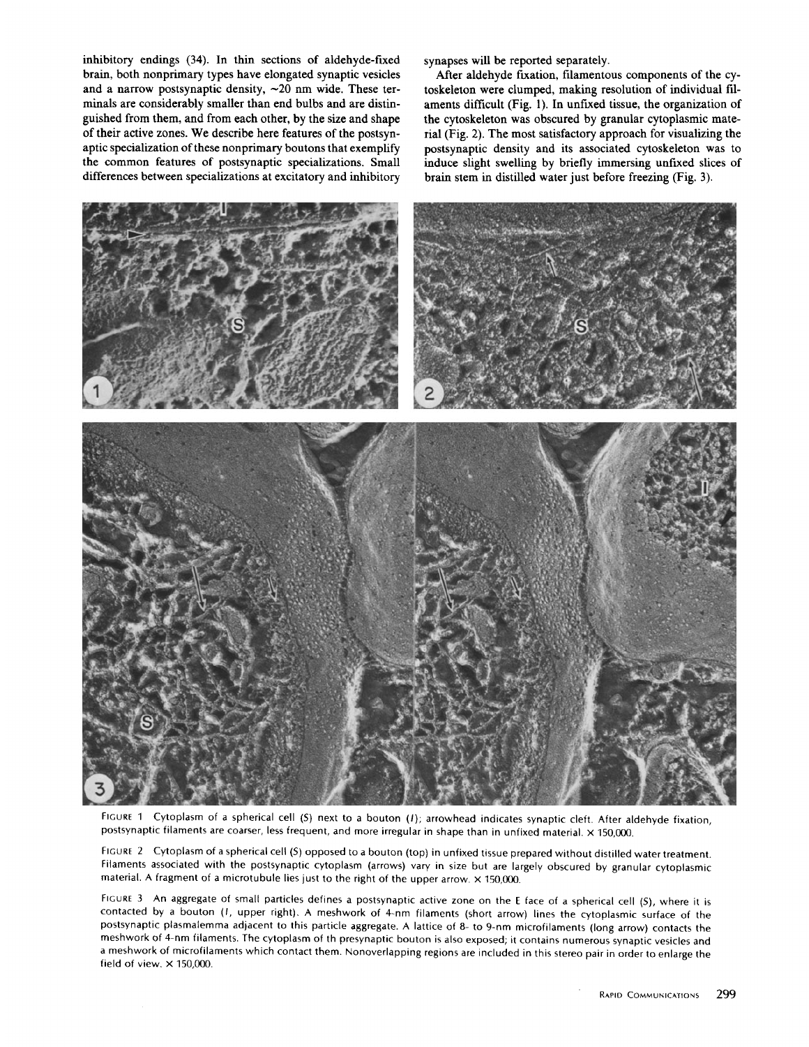inhibitory endings (34). In thin sections of aldehyde-fixed brain, both nonprimary types have elongated synaptic vesicles and a narrow postsynaptic density, ~20 nm wide. These terminals are considerably smaller than end bulbs and are distinguished from them, and from each other, by the size and shape of their active zones. We describe here features of the postsynaptic specialization of these nonprimary boutons that exemplify the common features of postsynaptic specializations. Small differences between specializations at excitatory and inhibitory synapses will be reported separately.

After aldehyde fixation, filamentous components of the cytoskeleton were clumped, making resolution of individual filaments difficult (Fig. 1). In unfixed tissue, the organization of the cytoskeleton was obscured by granular cytoplasmic material (Fig. 2). The most satisfactory approach for visualizing the postsynaptic density and its associated cytoskeleton was to induce slight swelling by briefly immersing unfixed slices of brain stem in distilled water just before freezing (Fig. 3).

FIGURE 1 Cytoplasm of a spherical cell (*S*) next to a bouton (*I*); arrowhead indicates synaptic cleft. After aldehyde fixation, postsynaptic filaments are coarser, less frequent, and more irregular in shape than in unfixed material. × 150,000.

FIGURE 2 Cytoplasm of a spherical cell (*S*) opposed to a bouton (top) in unfixed tissue prepared without distilled water treatment. Filaments associated with the postsynaptic cytoplasm (arrows) vary in size but are largely obscured by granular cytoplasmic material. A fragment of a microtubule lies just to the right of the upper arrow. × 150,000.

FIGURE 3 An aggregate of small particles defines a postsynaptic active zone on the E face of a spherical cell (*S*), where it is contacted by a bouton (*I*, upper right). A meshwork of 4-nm filaments (short arrow) lines the cytoplasmic surface of the postsynaptic plasmalemma adjacent to this particle aggregate. A lattice of 8- to 9-nm microfilaments (long arrow) contacts the meshwork of 4-nm filaments. The cytoplasm of th presynaptic bouton is also exposed; it contains numerous synaptic vesicles and a meshwork of microfilaments which contact them. Nonoverlapping regions are included in this stereo pair in order to enlarge the field of view. × 150,000.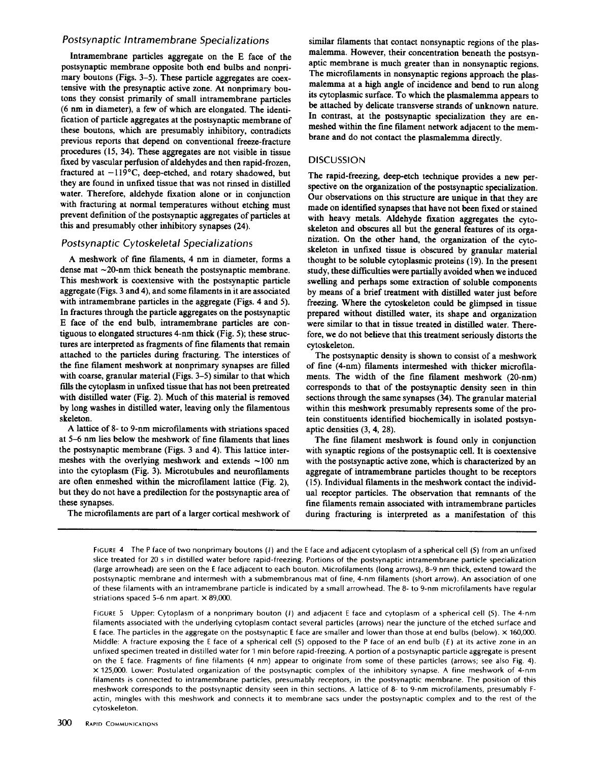## Postsynaptic Intramembrane Specializations

Intramembrane particles aggregate on the E face of the postsynaptic membrane opposite both end bulbs and nonprimary boutons (Figs. 3–5). These particle aggregates are coextensive with the presynaptic active zone. At nonprimary boutons they consist primarily of small intramembrane particles (6 nm in diameter), a few of which are elongated. The identification of particle aggregates at the postsynaptic membrane of these boutons, which are presumably inhibitory, contradicts previous reports that depend on conventional freeze-fracture procedures (15, 34). These aggregates are not visible in tissue fixed by vascular perfusion of aldehydes and then rapid-frozen, fractured at −119°C, deep-etched, and rotary shadowed, but they are found in unfixed tissue that was not rinsed in distilled water. Therefore, aldehyde fixation alone or in conjunction with fracturing at normal temperatures without etching must prevent definition of the postsynaptic aggregates of particles at this and presumably other inhibitory synapses (24).

## Postsynaptic Cytoskeletal Specializations

A meshwork of fine filaments, 4 nm in diameter, forms a dense mat ~20-nm thick beneath the postsynaptic membrane. This meshwork is coextensive with the postsynaptic particle aggregate (Figs. 3 and 4), and some filaments in it are associated with intramembrane particles in the aggregate (Figs. 4 and 5). In fractures through the particle aggregates on the postsynaptic E face of the end bulb, intramembrane particles are contiguous to elongated structures 4-nm thick (Fig. 5); these structures are interpreted as fragments of fine filaments that remain attached to the particles during fracturing. The interstices of the fine filament meshwork at nonprimary synapses are filled with coarse, granular material (Figs. 3–5) similar to that which fills the cytoplasm in unfixed tissue that has not been pretreated with distilled water (Fig. 2). Much of this material is removed by long washes in distilled water, leaving only the filamentous skeleton.

A lattice of 8- to 9-nm microfilaments with striations spaced at 5–6 nm lies below the meshwork of fine filaments that lines the postsynaptic membrane (Figs. 3 and 4). This lattice intermeshes with the overlying meshwork and extends ~100 nm into the cytoplasm (Fig. 3). Microtubules and neurofilaments are often enmeshed within the microfilament lattice (Fig. 2), but they do not have a predilection for the postsynaptic area of these synapses.

The microfilaments are part of a larger cortical meshwork of similar filaments that contact nonsynaptic regions of the plasmalemma. However, their concentration beneath the postsynaptic membrane is much greater than in nonsynaptic regions. The microfilaments in nonsynaptic regions approach the plasmalemma at a high angle of incidence and bend to run along its cytoplasmic surface. To which the plasmalemma appears to be attached by delicate transverse strands of unknown nature. In contrast, at the postsynaptic specialization they are enmeshed within the fine filament network adjacent to the membrane and do not contact the plasmalemma directly.

## DISCUSSION

The rapid-freezing, deep-etch technique provides a new perspective on the organization of the postsynaptic specialization. Our observations on this structure are unique in that they are made on identified synapses that have not been fixed or stained with heavy metals. Aldehyde fixation aggregates the cytoskeleton and obscures all but the general features of its organization. On the other hand, the organization of the cytoskeleton in unfixed tissue is obscured by granular material thought to be soluble cytoplasmic proteins (19). In the present study, these difficulties were partially avoided when we induced swelling and perhaps some extraction of soluble components by means of a brief treatment with distilled water just before freezing. Where the cytoskeleton could be glimpsed in tissue prepared without distilled water, its shape and organization were similar to that in tissue treated in distilled water. Therefore, we do not believe that this treatment seriously distorts the cytoskeleton.

The postsynaptic density is shown to consist of a meshwork of fine (4-nm) filaments intermeshed with thicker microfilaments. The width of the fine filament meshwork (20-nm) corresponds to that of the postsynaptic density seen in thin sections through the same synapses (34). The granular material within this meshwork presumably represents some of the protein constituents identified biochemically in isolated postsynaptic densities (3, 4, 28).

The fine filament meshwork is found only in conjunction with synaptic regions of the postsynaptic cell. It is coextensive with the postsynaptic active zone, which is characterized by an aggregate of intramembrane particles thought to be receptors (15). Individual filaments in the meshwork contact the individual receptor particles. The observation that remnants of the fine filaments remain associated with intramembrane particles during fracturing is interpreted as a manifestation of this

FIGURE 4 The P face of two nonprimary boutons (*I*) and the E face and adjacent cytoplasm of a spherical cell (*S*) from an unfixed slice treated for 20 s in distilled water before rapid-freezing. Portions of the postsynaptic intramembrane particle specialization (large arrowhead) are seen on the E face adjacent to each bouton. Microfilaments (long arrows), 8–9 nm thick, extend toward the postsynaptic membrane and intermesh with a submembranous mat of fine, 4-nm filaments (short arrow). An association of one of these filaments with an intramembrane particle is indicated by a small arrowhead. The 8- to 9-nm microfilaments have regular striations spaced 5–6 nm apart. × 89,000.

FIGURE 5 Upper: Cytoplasm of a nonprimary bouton (*I*) and adjacent E face and cytoplasm of a spherical cell (*S*). The 4-nm filaments associated with the underlying cytoplasm contact several particles (arrows) near the juncture of the etched surface and E face. The particles in the aggregate on the postsynaptic E face are smaller and lower than those at end bulbs (below). × 160,000. Middle: A fracture exposing the E face of a spherical cell (*S*) opposed to the P face of an end bulb (*E*) at its active zone in an unfixed specimen treated in distilled water for 1 min before rapid-freezing. A portion of a postsynaptic particle aggregate is present on the E face. Fragments of fine filaments (4 nm) appear to originate from some of these particles (arrows; see also Fig. 4). × 125,000. Lower: Postulated organization of the postsynaptic complex of the inhibitory synapse. A fine meshwork of 4-nm filaments is connected to intramembrane particles, presumably receptors, in the postsynaptic membrane. The position of this meshwork corresponds to the postsynaptic density seen in thin sections. A lattice of 8- to 9-nm microfilaments, presumably F-actin, mingles with this meshwork and connects it to membrane sacs under the postsynaptic complex and to the rest of the cytoskeleton.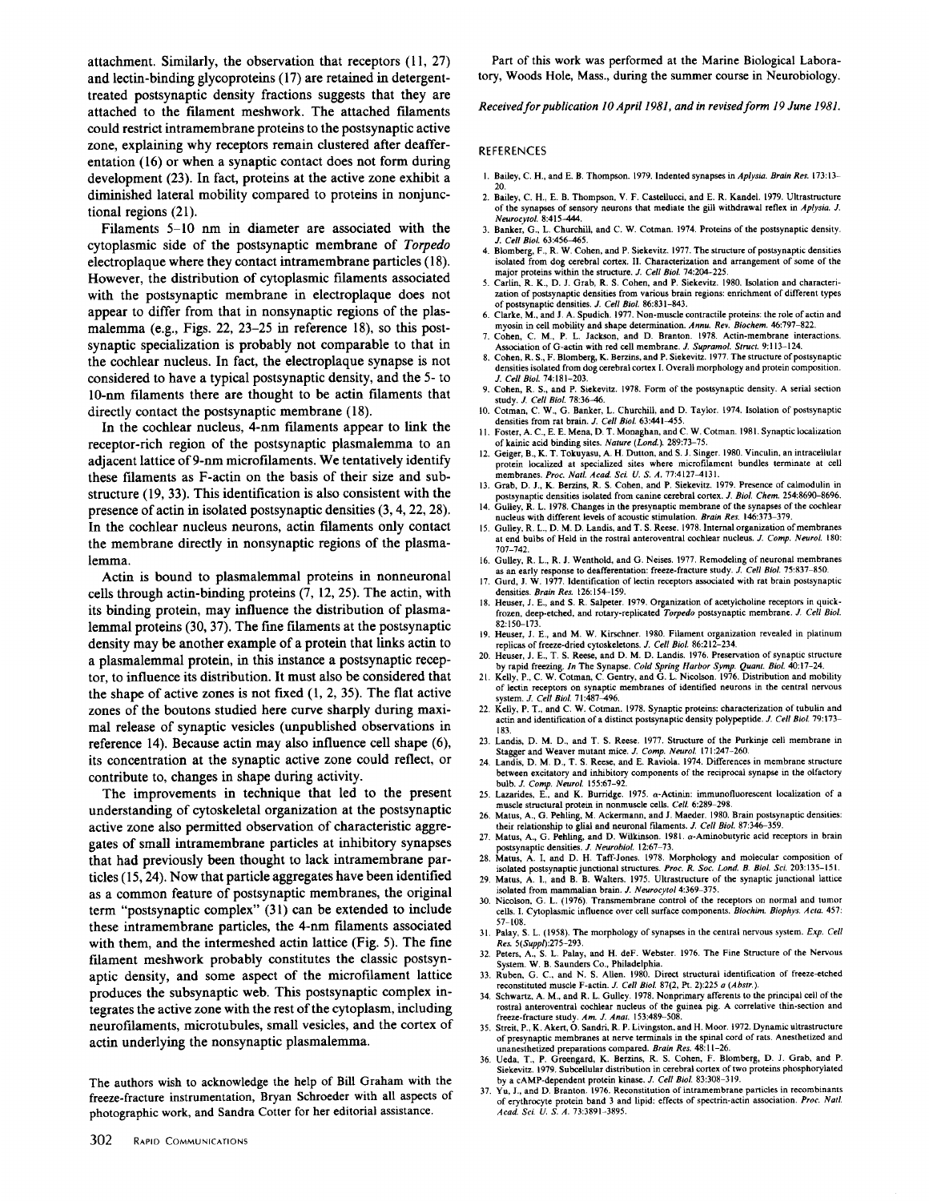attachment. Similarly, the observation that receptors (11, 27) and lectin-binding glycoproteins (17) are retained in detergent-treated postsynaptic density fractions suggests that they are attached to the filament meshwork. The attached filaments could restrict intramembrane proteins to the postsynaptic active zone, explaining why receptors remain clustered after deafferentation (16) or when a synaptic contact does not form during development (23). In fact, proteins at the active zone exhibit a diminished lateral mobility compared to proteins in nonjunctional regions (21).

Filaments 5–10 nm in diameter are associated with the cytoplasmic side of the postsynaptic membrane of *Torpedo* electroplaque where they contact intramembrane particles (18). However, the distribution of cytoplasmic filaments associated with the postsynaptic membrane in electroplaque does not appear to differ from that in nonsynaptic regions of the plasmalemma (e.g., Figs. 22, 23–25 in reference 18), so this postsynaptic specialization is probably not comparable to that in the cochlear nucleus. In fact, the electroplaque synapse is not considered to have a typical postsynaptic density, and the 5- to 10-nm filaments there are thought to be actin filaments that directly contact the postsynaptic membrane (18).

In the cochlear nucleus, 4-nm filaments appear to link the receptor-rich region of the postsynaptic plasmalemma to an adjacent lattice of 9-nm microfilaments. We tentatively identify these filaments as F-actin on the basis of their size and substructure (19, 33). This identification is also consistent with the presence of actin in isolated postsynaptic densities (3, 4, 22, 28). In the cochlear nucleus neurons, actin filaments only contact the membrane directly in nonsynaptic regions of the plasmalemma.

Actin is bound to plasmalemmal proteins in nonneuronal cells through actin-binding proteins (7, 12, 25). The actin, with its binding protein, may influence the distribution of plasmalemmal proteins (30, 37). The fine filaments at the postsynaptic density may be another example of a protein that links actin to a plasmalemmal protein, in this instance a postsynaptic receptor, to influence its distribution. It must also be considered that the shape of active zones is not fixed (1, 2, 35). The flat active zones of the boutons studied here curve sharply during maximal release of synaptic vesicles (unpublished observations in reference 14). Because actin may also influence cell shape (6), its concentration at the synaptic active zone could reflect, or contribute to, changes in shape during activity.

The improvements in technique that led to the present understanding of cytoskeletal organization at the postsynaptic active zone also permitted observation of characteristic aggregates of small intramembrane particles at inhibitory synapses that had previously been thought to lack intramembrane particles (15, 24). Now that particle aggregates have been identified as a common feature of postsynaptic membranes, the original term "postsynaptic complex" (31) can be extended to include these intramembrane particles, the 4-nm filaments associated with them, and the intermeshed actin lattice (Fig. 5). The fine filament meshwork probably constitutes the classic postsynaptic density, and some aspect of the microfilament lattice produces the subsynaptic web. This postsynaptic complex integrates the active zone with the rest of the cytoplasm, including neurofilaments, microtubules, small vesicles, and the cortex of actin underlying the nonsynaptic plasmalemma.

The authors wish to acknowledge the help of Bill Graham with the freeze-fracture instrumentation, Bryan Schroeder with all aspects of photographic work, and Sandra Cotter for her editorial assistance.

Part of this work was performed at the Marine Biological Laboratory, Woods Hole, Mass., during the summer course in Neurobiology.

*Received for publication 10 April 1981, and in revised form 19 June 1981.*

## REFERENCES

1. Bailey, C. H., and E. B. Thompson. 1979. Indented synapses in *Aplysia*. *Brain Res.* 173:13–20.
2. Bailey, C. H., E. B. Thompson, V. F. Castellucci, and E. R. Kandel. 1979. Ultrastructure of the synapses of sensory neurons that mediate the gill withdrawal reflex in *Aplysia*. *J. Neurocytol.* 8:415–444.
3. Banker, G., L. Churchill, and C. W. Cotman. 1974. Proteins of the postsynaptic density. *J. Cell Biol.* 63:456–465.
4. Blomberg, F., R. W. Cohen, and P. Siekevitz. 1977. The structure of postsynaptic densities isolated from dog cerebral cortex. II. Characterization and arrangement of some of the major proteins within the structure. *J. Cell Biol.* 74:204–225.
5. Carlin, R. K., D. J. Grab, R. S. Cohen, and P. Siekevitz. 1980. Isolation and characterization of postsynaptic densities from various brain regions: enrichment of different types of postsynaptic densities. *J. Cell Biol.* 86:831–843.
6. Clarke, M., and J. A. Spudich. 1977. Non-muscle contractile proteins: the role of actin and myosin in cell mobility and shape determination. *Annu. Rev. Biochem.* 46:797–822.
7. Cohen, C. M., P. L. Jackson, and D. Branton. 1978. Actin-membrane interactions. Association of G-actin with red cell membrane. *J. Supramol. Struct.* 9:113–124.
8. Cohen, R. S., F. Blomberg, K. Berzins, and P. Siekevitz. 1977. The structure of postsynaptic densities isolated from dog cerebral cortex I. Overall morphology and protein composition. *J. Cell Biol.* 74:181–203.
9. Cohen, R. S., and P. Siekevitz. 1978. Form of the postsynaptic density. A serial section study. *J. Cell Biol.* 78:36–46.
10. Cotman, C. W., G. Banker, L. Churchill, and D. Taylor. 1974. Isolation of postsynaptic densities from rat brain. *J. Cell Biol.* 63:441–455.
11. Foster, A. C., E. E. Mena, D. T. Monaghan, and C. W. Cotman. 1981. Synaptic localization of kainic acid binding sites. *Nature (Lond.).* 289:73–75.
12. Geiger, B., K. T. Tokuyasu, A. H. Dutton, and S. J. Singer. 1980. Vinculin, an intracellular protein localized at specialized sites where microfilament bundles terminate at cell membranes. *Proc. Natl. Acad. Sci. U. S. A.* 77:4127–4131.
13. Grab, D. J., K. Berzins, R. S. Cohen, and P. Siekevitz. 1979. Presence of calmodulin in postsynaptic densities isolated from canine cerebral cortex. *J. Biol. Chem.* 254:8690–8696.
14. Gulley, R. L. 1978. Changes in the presynaptic membrane of the synapses of the cochlear nucleus with different levels of acoustic stimulation. *Brain Res.* 146:373–379.
15. Gulley, R. L., D. M. D. Landis, and T. S. Reese. 1978. Internal organization of membranes at end bulbs of Held in the rostral anteroventral cochlear nucleus. *J. Comp. Neurol.* 180: 707–742.
16. Gulley, R. L., R. J. Wenthold, and G. Neises. 1977. Remodeling of neuronal membranes as an early response to deafferentation: freeze-fracture study. *J. Cell Biol.* 75:837–850.
17. Gurd, J. W. 1977. Identification of lectin receptors associated with rat brain postsynaptic densities. *Brain Res.* 126:154–159.
18. Heuser, J. E., and S. R. Salpeter. 1979. Organization of acetylcholine receptors in quick-frozen, deep-etched, and rotary-replicated *Torpedo* postsynaptic membrane. *J. Cell Biol.* 82:150–173.
19. Heuser, J. E., and M. W. Kirschner. 1980. Filament organization revealed in platinum replicas of freeze-dried cytoskeletons. *J. Cell Biol.* 86:212–234.
20. Heuser, J. E., T. S. Reese, and D. M. D. Landis. 1976. Preservation of synaptic structure by rapid freezing. *In* The Synapse. *Cold Spring Harbor Symp. Quant. Biol.* 40:17–24.
21. Kelly, P., C. W. Cotman, C. Gentry, and G. L. Nicolson. 1976. Distribution and mobility of lectin receptors on synaptic membranes of identified neurons in the central nervous system. *J. Cell Biol.* 71:487–496.
22. Kelly, P. T., and C. W. Cotman. 1978. Synaptic proteins: characterization of tubulin and actin and identification of a distinct postsynaptic density polypeptide. *J. Cell Biol.* 79:173–183.
23. Landis, D. M. D., and T. S. Reese. 1977. Structure of the Purkinje cell membrane in Stagger and Weaver mutant mice. *J. Comp. Neurol.* 171:247–260.
24. Landis, D. M. D., T. S. Reese, and E. Raviola. 1974. Differences in membrane structure between excitatory and inhibitory components of the reciprocal synapse in the olfactory bulb. *J. Comp. Neurol.* 155:67–92.
25. Lazarides, E., and K. Burridge. 1975. α-Actinin: immunofluorescent localization of a muscle structural protein in nonmuscle cells. *Cell.* 6:289–298.
26. Matus, A., G. Pehling, M. Ackermann, and J. Maeder. 1980. Brain postsynaptic densities: their relationship to glial and neuronal filaments. *J. Cell Biol.* 87:346–359.
27. Matus, A., G. Pehling, and D. Wilkinson. 1981. α-Aminobutyric acid receptors in brain postsynaptic densities. *J. Neurobiol.* 12:67–73.
28. Matus, A. I., and D. H. Taff-Jones. 1978. Morphology and molecular composition of isolated postsynaptic junctional structures. *Proc. R. Soc. Lond. B. Biol. Sci.* 203:135–151.
29. Matus, A. I., and B. B. Walters. 1975. Ultrastructure of the synaptic junctional lattice isolated from mammalian brain. *J. Neurocytol* 4:369–375.
30. Nicolson, G. L. (1976). Transmembrane control of the receptors on normal and tumor cells. I. Cytoplasmic influence over cell surface components. *Biochim. Biophys. Acta.* 457: 57–108.
31. Palay, S. L. (1958). The morphology of synapses in the central nervous system. *Exp. Cell Res.* 5(*Suppl*):275–293.
32. Peters, A., S. L. Palay, and H. deF. Webster. 1976. The Fine Structure of the Nervous System. W. B. Saunders Co., Philadelphia.
33. Ruben, G. C., and N. S. Allen. 1980. Direct structural identification of freeze-etched reconstituted muscle F-actin. *J. Cell Biol.* 87(2, Pt. 2):225 *a* (*Abstr.*).
34. Schwartz, A. M., and R. L. Gulley. 1978. Nonprimary afferents to the principal cell of the rostral anteroventral cochlear nucleus of the guinea pig. A correlative thin-section and freeze-fracture study. *Am. J. Anat.* 153:489–508.
35. Streit, P., K. Akert, O. Sandri, R. P. Livingston, and H. Moor. 1972. Dynamic ultrastructure of presynaptic membranes at nerve terminals in the spinal cord of rats. Anesthetized and unanesthetized preparations compared. *Brain Res.* 48:11–26.
36. Ueda, T., P. Greengard, K. Berzins, R. S. Cohen, F. Blomberg, D. J. Grab, and P. Siekevitz. 1979. Subcellular distribution in cerebral cortex of two proteins phosphorylated by a cAMP-dependent protein kinase. *J. Cell Biol.* 83:308–319.
37. Yu, J., and D. Branton. 1976. Reconstitution of intramembrane particles in recombinants of erythrocyte protein band 3 and lipid: effects of spectrin-actin association. *Proc. Natl. Acad. Sci. U. S. A.* 73:3891–3895.